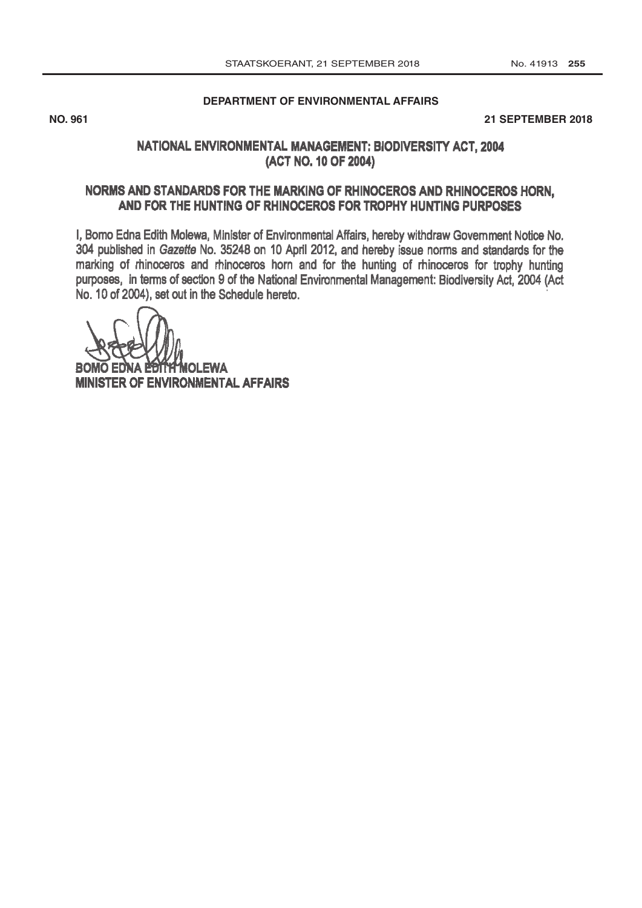**DEPARTMENT OF ENVIRONMENTAL AFFAIRS**

**NO. 961** **21 SEPTEMBER 2018**

# NATIONAL ENVIRONMENTAL MANAGEMENT: BIODIVERSITY ACT, 2004 (ACT NO. 10 OF 2004)

## NORMS AND STANDARDS FOR THE MARKING OF RHINOCEROS AND RHINOCEROS HORN, AND FOR THE HUNTING OF RHINOCEROS FOR TROPHY HUNTING PURPOSES

I, Bomo Edna Edith Molewa, Minister of Environmental Affairs, hereby withdraw Government Notice No. 304 published in *Gazette* No. 35248 on 10 April 2012, and hereby issue norms and standards for the marking of rhinoceros and rhinoceros horn and for the hunting of rhinoceros for trophy hunting purposes, in terms of section 9 of the National Environmental Management: Biodiversity Act, 2004 (Act No. 10 of 2004), set out in the Schedule hereto.

**BOMO EDNA EDITH MOLEWA**
**MINISTER OF ENVIRONMENTAL AFFAIRS**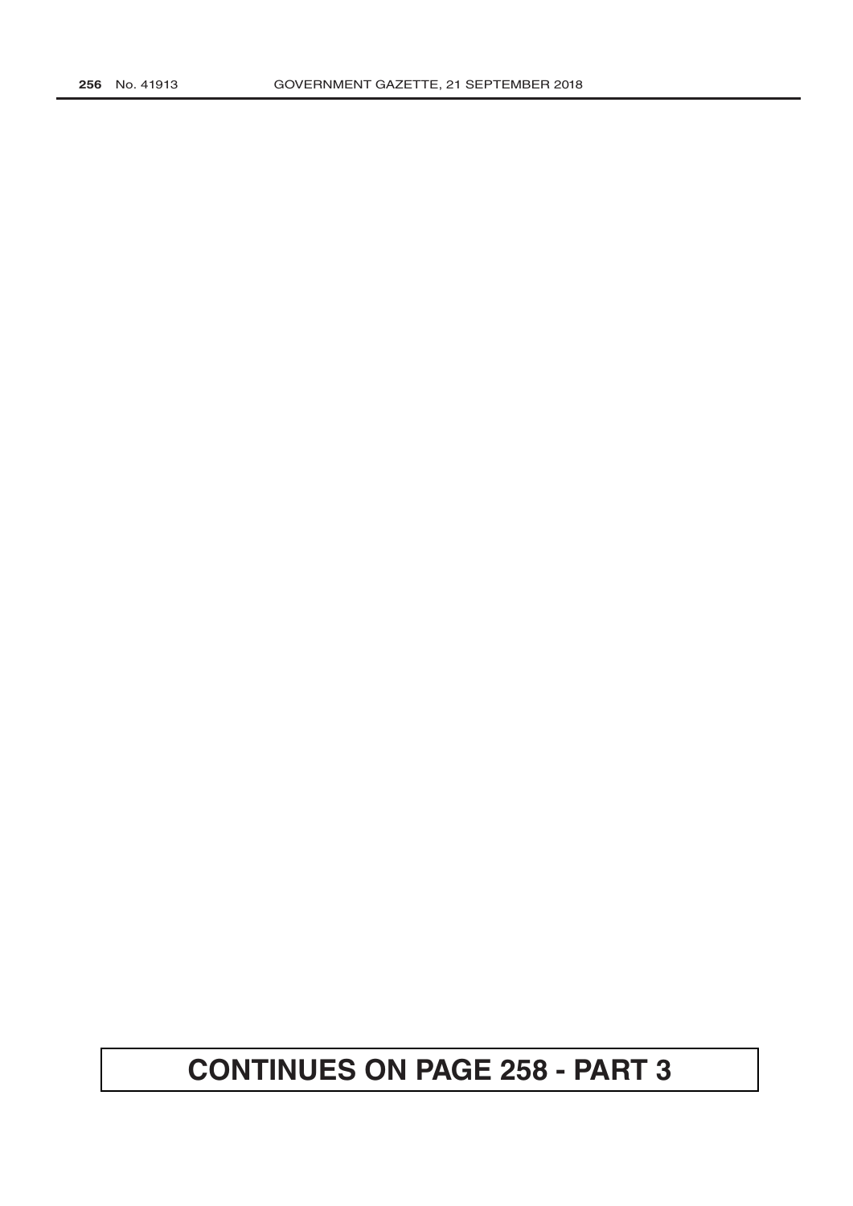**CONTINUES ON PAGE 258 - PART 3**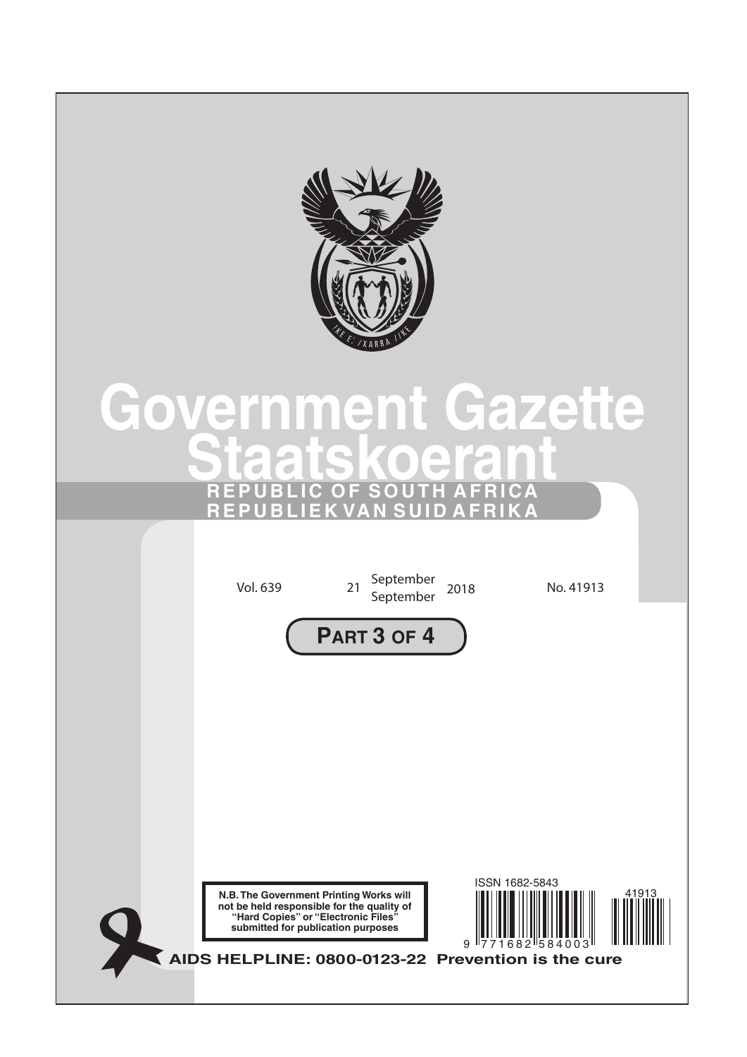# Government Gazette
# Staatskoerant

**REPUBLIC OF SOUTH AFRICA**
**REPUBLIEK VAN SUID AFRIKA**

Vol. 639 | 21 September / September 2018 | No. 41913

**PART 3 OF 4**

**N.B. The Government Printing Works will not be held responsible for the quality of "Hard Copies" or "Electronic Files" submitted for publication purposes**

ISSN 1682-5843

**AIDS HELPLINE: 0800-0123-22 Prevention is the cure**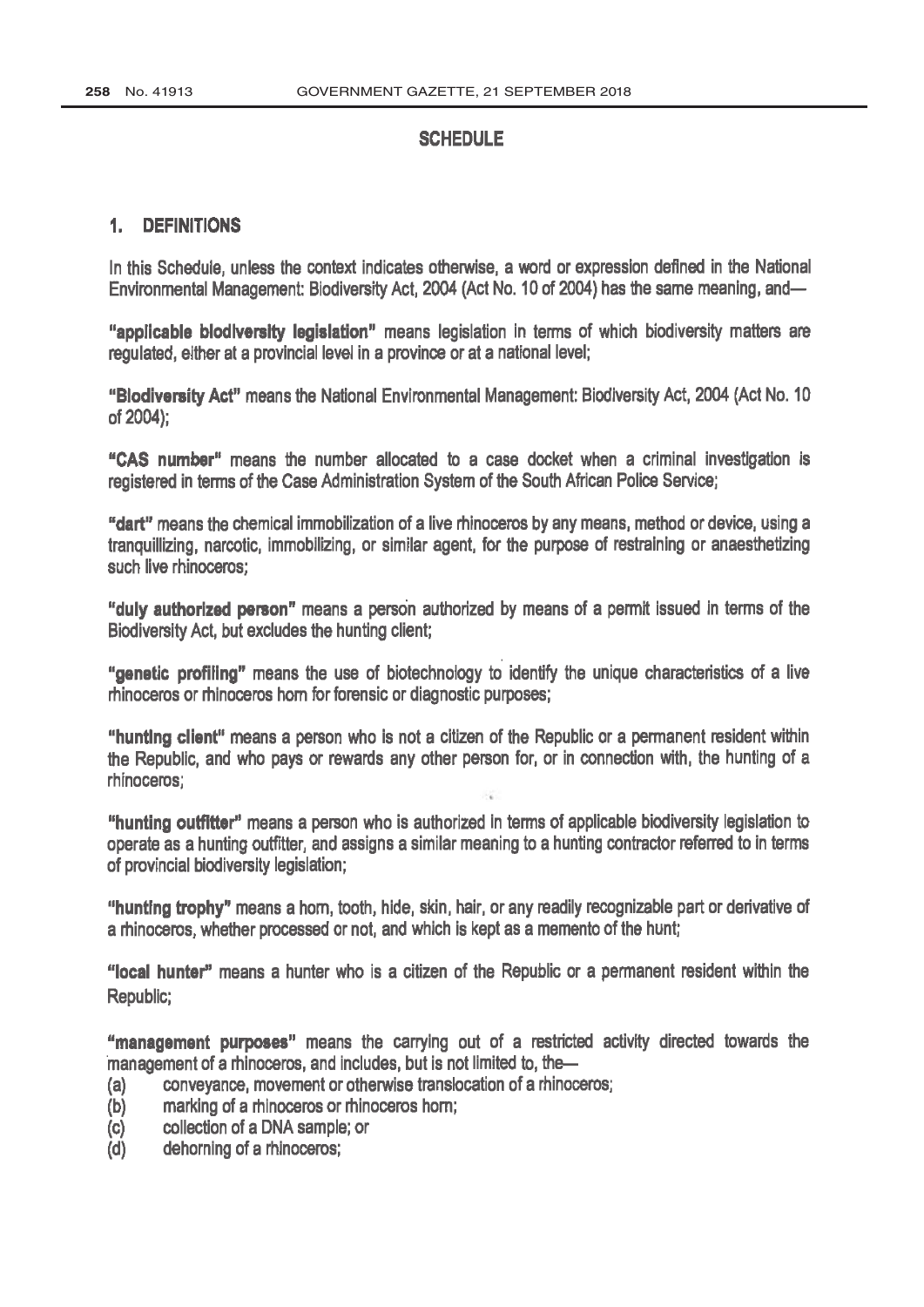## SCHEDULE

### 1. DEFINITIONS

In this Schedule, unless the context indicates otherwise, a word or expression defined in the National Environmental Management: Biodiversity Act, 2004 (Act No. 10 of 2004) has the same meaning, and—

**"applicable biodiversity legislation"** means legislation in terms of which biodiversity matters are regulated, either at a provincial level in a province or at a national level;

**"Biodiversity Act"** means the National Environmental Management: Biodiversity Act, 2004 (Act No. 10 of 2004);

**"CAS number"** means the number allocated to a case docket when a criminal investigation is registered in terms of the Case Administration System of the South African Police Service;

**"dart"** means the chemical immobilization of a live rhinoceros by any means, method or device, using a tranquillizing, narcotic, immobilizing, or similar agent, for the purpose of restraining or anaesthetizing such live rhinoceros;

**"duly authorized person"** means a person authorized by means of a permit issued in terms of the Biodiversity Act, but excludes the hunting client;

**"genetic profiling"** means the use of biotechnology to identify the unique characteristics of a live rhinoceros or rhinoceros horn for forensic or diagnostic purposes;

**"hunting client"** means a person who is not a citizen of the Republic or a permanent resident within the Republic, and who pays or rewards any other person for, or in connection with, the hunting of a rhinoceros;

**"hunting outfitter"** means a person who is authorized in terms of applicable biodiversity legislation to operate as a hunting outfitter, and assigns a similar meaning to a hunting contractor referred to in terms of provincial biodiversity legislation;

**"hunting trophy"** means a horn, tooth, hide, skin, hair, or any readily recognizable part or derivative of a rhinoceros, whether processed or not, and which is kept as a memento of the hunt;

**"local hunter"** means a hunter who is a citizen of the Republic or a permanent resident within the Republic;

**"management purposes"** means the carrying out of a restricted activity directed towards the management of a rhinoceros, and includes, but is not limited to, the—

(a) conveyance, movement or otherwise translocation of a rhinoceros;
(b) marking of a rhinoceros or rhinoceros horn;
(c) collection of a DNA sample; or
(d) dehorning of a rhinoceros;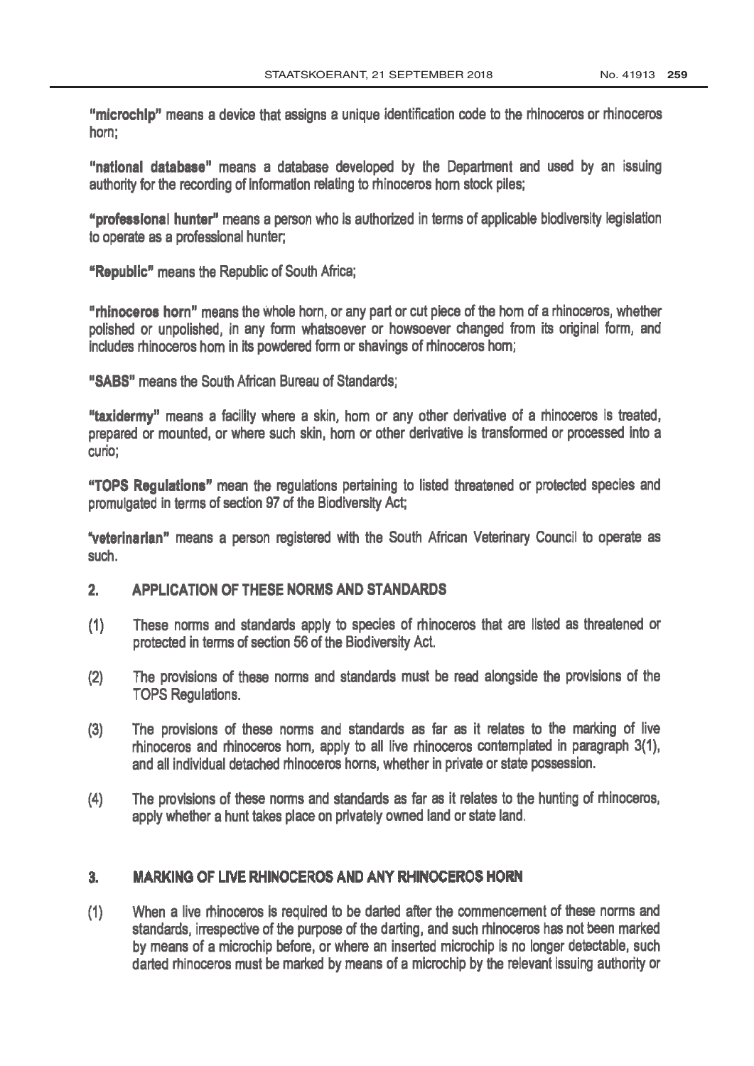**"microchip"** means a device that assigns a unique identification code to the rhinoceros or rhinoceros horn;

**"national database"** means a database developed by the Department and used by an issuing authority for the recording of information relating to rhinoceros horn stock piles;

**"professional hunter"** means a person who is authorized in terms of applicable biodiversity legislation to operate as a professional hunter;

**"Republic"** means the Republic of South Africa;

**"rhinoceros horn"** means the whole horn, or any part or cut piece of the horn of a rhinoceros, whether polished or unpolished, in any form whatsoever or howsoever changed from its original form, and includes rhinoceros horn in its powdered form or shavings of rhinoceros horn;

**"SABS"** means the South African Bureau of Standards;

**"taxidermy"** means a facility where a skin, horn or any other derivative of a rhinoceros is treated, prepared or mounted, or where such skin, horn or other derivative is transformed or processed into a curio;

**"TOPS Regulations"** mean the regulations pertaining to listed threatened or protected species and promulgated in terms of section 97 of the Biodiversity Act;

**"veterinarian"** means a person registered with the South African Veterinary Council to operate as such.

## 2. APPLICATION OF THESE NORMS AND STANDARDS

(1) These norms and standards apply to species of rhinoceros that are listed as threatened or protected in terms of section 56 of the Biodiversity Act.

(2) The provisions of these norms and standards must be read alongside the provisions of the TOPS Regulations.

(3) The provisions of these norms and standards as far as it relates to the marking of live rhinoceros and rhinoceros horn, apply to all live rhinoceros contemplated in paragraph 3(1), and all individual detached rhinoceros horns, whether in private or state possession.

(4) The provisions of these norms and standards as far as it relates to the hunting of rhinoceros, apply whether a hunt takes place on privately owned land or state land.

## 3. MARKING OF LIVE RHINOCEROS AND ANY RHINOCEROS HORN

(1) When a live rhinoceros is required to be darted after the commencement of these norms and standards, irrespective of the purpose of the darting, and such rhinoceros has not been marked by means of a microchip before, or where an inserted microchip is no longer detectable, such darted rhinoceros must be marked by means of a microchip by the relevant issuing authority or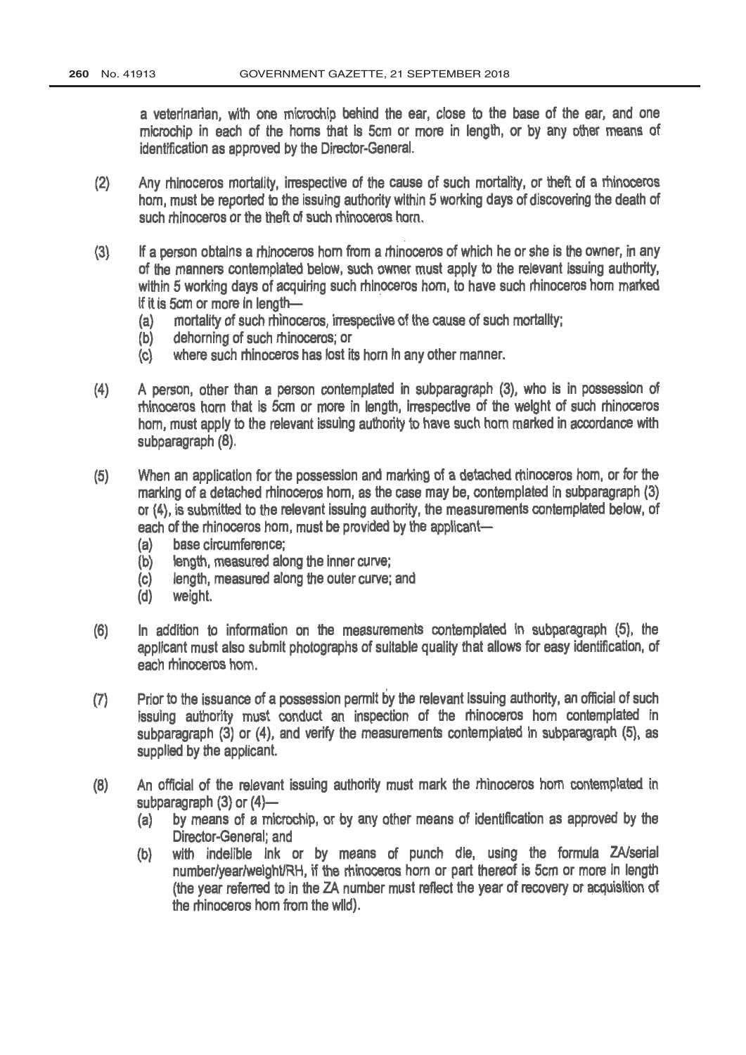a veterinarian, with one microchip behind the ear, close to the base of the ear, and one microchip in each of the horns that is 5cm or more in length, or by any other means of identification as approved by the Director-General.

(2) Any rhinoceros mortality, irrespective of the cause of such mortality, or theft of a rhinoceros horn, must be reported to the issuing authority within 5 working days of discovering the death of such rhinoceros or the theft of such rhinoceros horn.

(3) If a person obtains a rhinoceros horn from a rhinoceros of which he or she is the owner, in any of the manners contemplated below, such owner must apply to the relevant issuing authority, within 5 working days of acquiring such rhinoceros horn, to have such rhinoceros horn marked if it is 5cm or more in length—

- (a) mortality of such rhinoceros, irrespective of the cause of such mortality;
- (b) dehorning of such rhinoceros; or
- (c) where such rhinoceros has lost its horn in any other manner.

(4) A person, other than a person contemplated in subparagraph (3), who is in possession of rhinoceros horn that is 5cm or more in length, irrespective of the weight of such rhinoceros horn, must apply to the relevant issuing authority to have such horn marked in accordance with subparagraph (8).

(5) When an application for the possession and marking of a detached rhinoceros horn, or for the marking of a detached rhinoceros horn, as the case may be, contemplated in subparagraph (3) or (4), is submitted to the relevant issuing authority, the measurements contemplated below, of each of the rhinoceros horn, must be provided by the applicant—

- (a) base circumference;
- (b) length, measured along the inner curve;
- (c) length, measured along the outer curve; and
- (d) weight.

(6) In addition to information on the measurements contemplated in subparagraph (5), the applicant must also submit photographs of suitable quality that allows for easy identification, of each rhinoceros horn.

(7) Prior to the issuance of a possession permit by the relevant issuing authority, an official of such issuing authority must conduct an inspection of the rhinoceros horn contemplated in subparagraph (3) or (4), and verify the measurements contemplated in subparagraph (5), as supplied by the applicant.

(8) An official of the relevant issuing authority must mark the rhinoceros horn contemplated in subparagraph (3) or (4)—

- (a) by means of a microchip, or by any other means of identification as approved by the Director-General; and
- (b) with indelible ink or by means of punch die, using the formula ZA/serial number/year/weight/RH, if the rhinoceros horn or part thereof is 5cm or more in length (the year referred to in the ZA number must reflect the year of recovery or acquisition of the rhinoceros horn from the wild).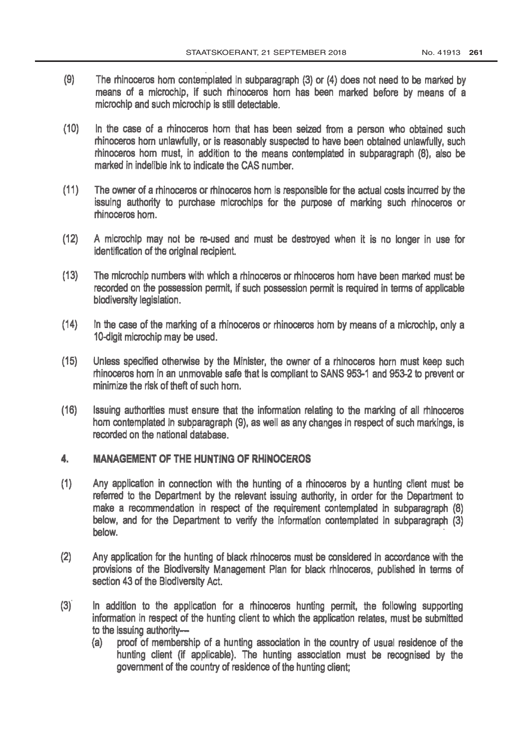(9) The rhinoceros horn contemplated in subparagraph (3) or (4) does not need to be marked by means of a microchip, if such rhinoceros horn has been marked before by means of a microchip and such microchip is still detectable.

(10) In the case of a rhinoceros horn that has been seized from a person who obtained such rhinoceros horn unlawfully, or is reasonably suspected to have been obtained unlawfully, such rhinoceros horn must, in addition to the means contemplated in subparagraph (8), also be marked in indelible ink to indicate the CAS number.

(11) The owner of a rhinoceros or rhinoceros horn is responsible for the actual costs incurred by the issuing authority to purchase microchips for the purpose of marking such rhinoceros or rhinoceros horn.

(12) A microchip may not be re-used and must be destroyed when it is no longer in use for identification of the original recipient.

(13) The microchip numbers with which a rhinoceros or rhinoceros horn have been marked must be recorded on the possession permit, if such possession permit is required in terms of applicable biodiversity legislation.

(14) In the case of the marking of a rhinoceros or rhinoceros horn by means of a microchip, only a 10-digit microchip may be used.

(15) Unless specified otherwise by the Minister, the owner of a rhinoceros horn must keep such rhinoceros horn in an unmovable safe that is compliant to SANS 953-1 and 953-2 to prevent or minimize the risk of theft of such horn.

(16) Issuing authorities must ensure that the information relating to the marking of all rhinoceros horn contemplated in subparagraph (9), as well as any changes in respect of such markings, is recorded on the national database.

## 4. MANAGEMENT OF THE HUNTING OF RHINOCEROS

(1) Any application in connection with the hunting of a rhinoceros by a hunting client must be referred to the Department by the relevant issuing authority, in order for the Department to make a recommendation in respect of the requirement contemplated in subparagraph (8) below, and for the Department to verify the information contemplated in subparagraph (3) below.

(2) Any application for the hunting of black rhinoceros must be considered in accordance with the provisions of the Biodiversity Management Plan for black rhinoceros, published in terms of section 43 of the Biodiversity Act.

(3) In addition to the application for a rhinoceros hunting permit, the following supporting information in respect of the hunting client to which the application relates, must be submitted to the issuing authority—

(a) proof of membership of a hunting association in the country of usual residence of the hunting client (if applicable). The hunting association must be recognised by the government of the country of residence of the hunting client;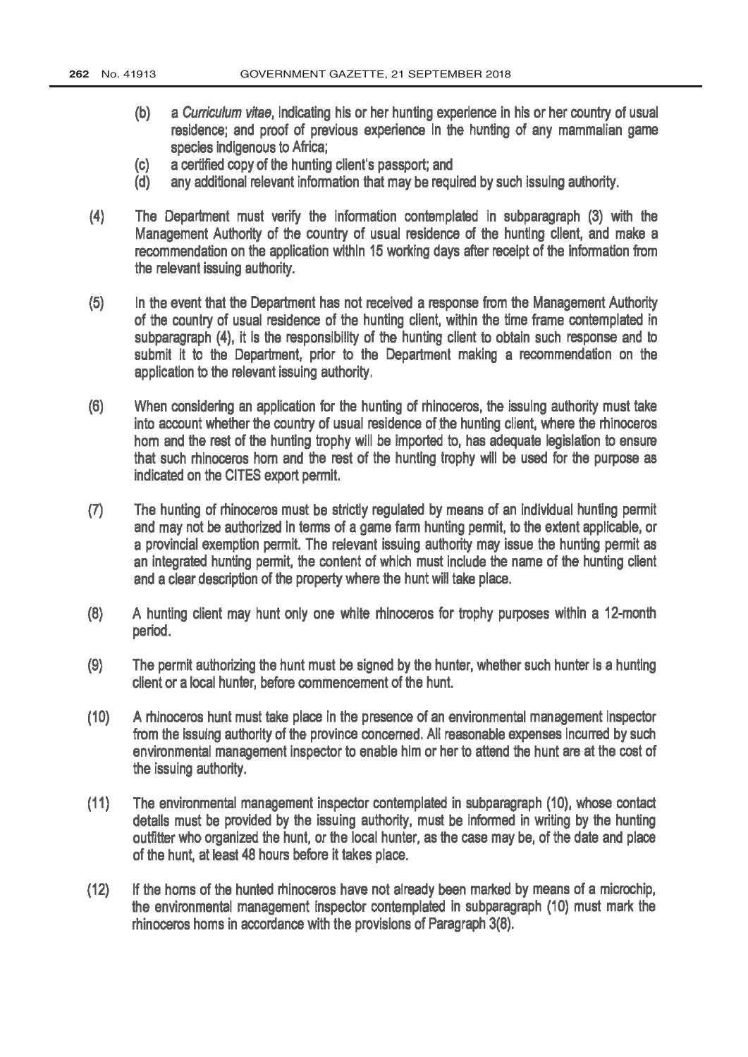(b) a *Curriculum vitae*, indicating his or her hunting experience in his or her country of usual residence; and proof of previous experience in the hunting of any mammalian game species indigenous to Africa;

(c) a certified copy of the hunting client's passport; and

(d) any additional relevant information that may be required by such issuing authority.

(4) The Department must verify the information contemplated in subparagraph (3) with the Management Authority of the country of usual residence of the hunting client, and make a recommendation on the application within 15 working days after receipt of the information from the relevant issuing authority.

(5) In the event that the Department has not received a response from the Management Authority of the country of usual residence of the hunting client, within the time frame contemplated in subparagraph (4), it is the responsibility of the hunting client to obtain such response and to submit it to the Department, prior to the Department making a recommendation on the application to the relevant issuing authority.

(6) When considering an application for the hunting of rhinoceros, the issuing authority must take into account whether the country of usual residence of the hunting client, where the rhinoceros horn and the rest of the hunting trophy will be imported to, has adequate legislation to ensure that such rhinoceros horn and the rest of the hunting trophy will be used for the purpose as indicated on the CITES export permit.

(7) The hunting of rhinoceros must be strictly regulated by means of an individual hunting permit and may not be authorized in terms of a game farm hunting permit, to the extent applicable, or a provincial exemption permit. The relevant issuing authority may issue the hunting permit as an integrated hunting permit, the content of which must include the name of the hunting client and a clear description of the property where the hunt will take place.

(8) A hunting client may hunt only one white rhinoceros for trophy purposes within a 12-month period.

(9) The permit authorizing the hunt must be signed by the hunter, whether such hunter is a hunting client or a local hunter, before commencement of the hunt.

(10) A rhinoceros hunt must take place in the presence of an environmental management inspector from the issuing authority of the province concerned. All reasonable expenses incurred by such environmental management inspector to enable him or her to attend the hunt are at the cost of the issuing authority.

(11) The environmental management inspector contemplated in subparagraph (10), whose contact details must be provided by the issuing authority, must be informed in writing by the hunting outfitter who organized the hunt, or the local hunter, as the case may be, of the date and place of the hunt, at least 48 hours before it takes place.

(12) If the horns of the hunted rhinoceros have not already been marked by means of a microchip, the environmental management inspector contemplated in subparagraph (10) must mark the rhinoceros horns in accordance with the provisions of Paragraph 3(8).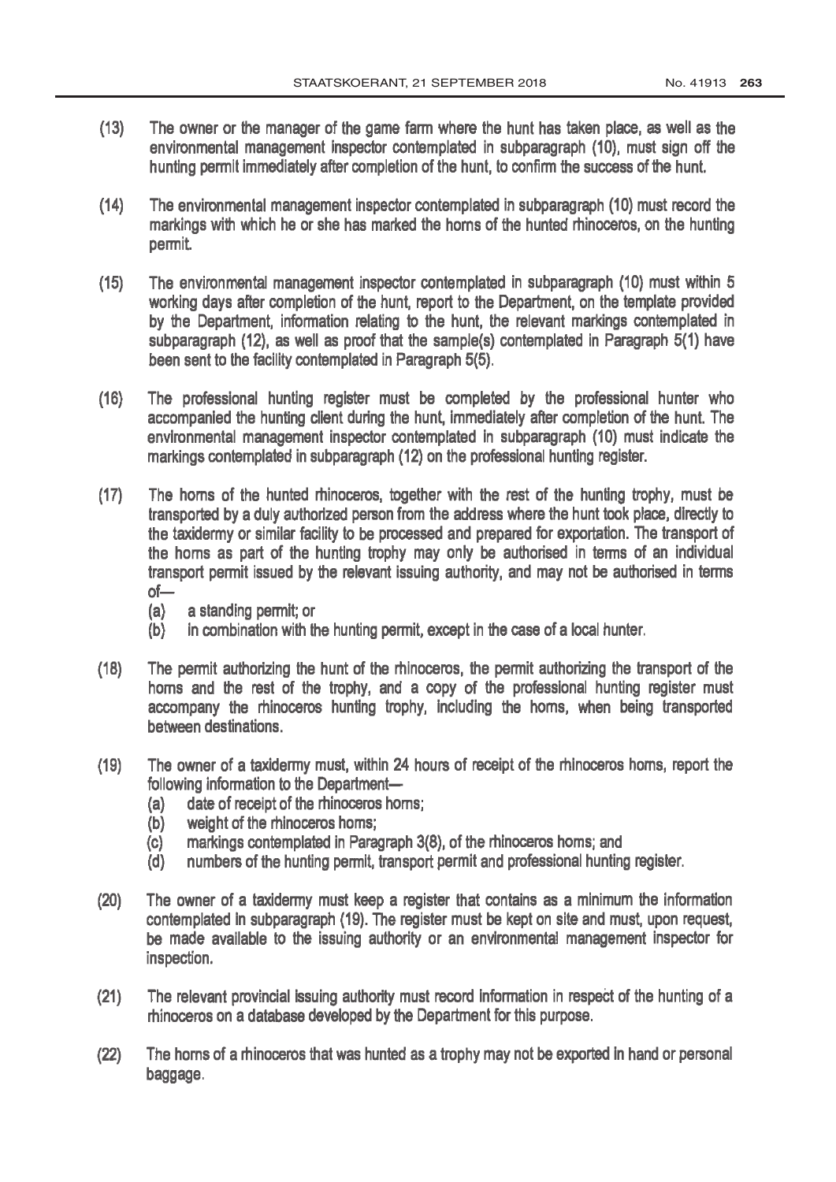(13) The owner or the manager of the game farm where the hunt has taken place, as well as the environmental management inspector contemplated in subparagraph (10), must sign off the hunting permit immediately after completion of the hunt, to confirm the success of the hunt.

(14) The environmental management inspector contemplated in subparagraph (10) must record the markings with which he or she has marked the horns of the hunted rhinoceros, on the hunting permit.

(15) The environmental management inspector contemplated in subparagraph (10) must within 5 working days after completion of the hunt, report to the Department, on the template provided by the Department, information relating to the hunt, the relevant markings contemplated in subparagraph (12), as well as proof that the sample(s) contemplated in Paragraph 5(1) have been sent to the facility contemplated in Paragraph 5(5).

(16) The professional hunting register must be completed by the professional hunter who accompanied the hunting client during the hunt, immediately after completion of the hunt. The environmental management inspector contemplated in subparagraph (10) must indicate the markings contemplated in subparagraph (12) on the professional hunting register.

(17) The horns of the hunted rhinoceros, together with the rest of the hunting trophy, must be transported by a duly authorized person from the address where the hunt took place, directly to the taxidermy or similar facility to be processed and prepared for exportation. The transport of the horns as part of the hunting trophy may only be authorised in terms of an individual transport permit issued by the relevant issuing authority, and may not be authorised in terms of—

   (a) a standing permit; or
   (b) in combination with the hunting permit, except in the case of a local hunter.

(18) The permit authorizing the hunt of the rhinoceros, the permit authorizing the transport of the horns and the rest of the trophy, and a copy of the professional hunting register must accompany the rhinoceros hunting trophy, including the horns, when being transported between destinations.

(19) The owner of a taxidermy must, within 24 hours of receipt of the rhinoceros horns, report the following information to the Department—

   (a) date of receipt of the rhinoceros horns;
   (b) weight of the rhinoceros horns;
   (c) markings contemplated in Paragraph 3(8), of the rhinoceros horns; and
   (d) numbers of the hunting permit, transport permit and professional hunting register.

(20) The owner of a taxidermy must keep a register that contains as a minimum the information contemplated in subparagraph (19). The register must be kept on site and must, upon request, be made available to the issuing authority or an environmental management inspector for inspection.

(21) The relevant provincial issuing authority must record information in respect of the hunting of a rhinoceros on a database developed by the Department for this purpose.

(22) The horns of a rhinoceros that was hunted as a trophy may not be exported in hand or personal baggage.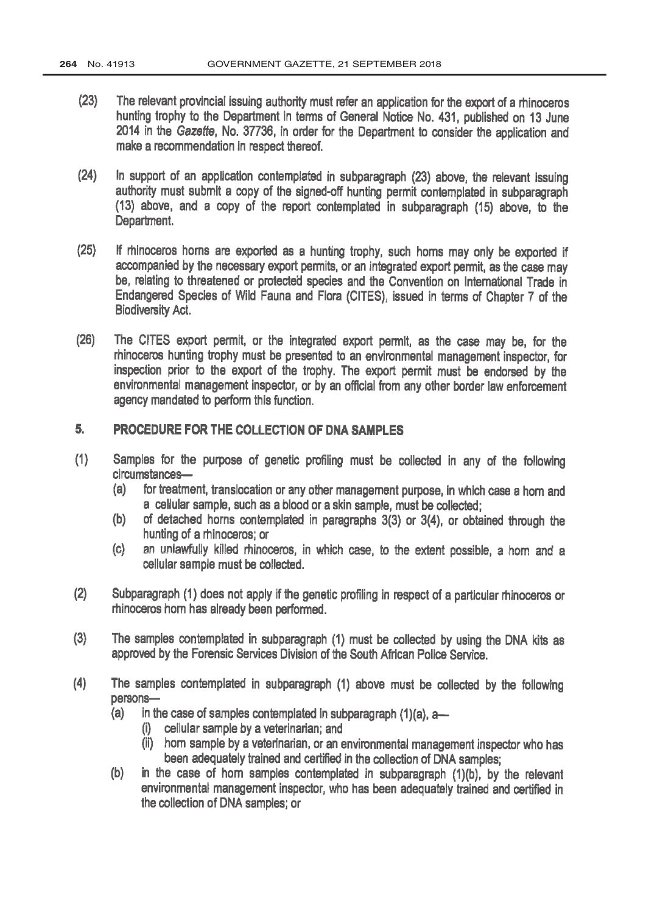(23) The relevant provincial issuing authority must refer an application for the export of a rhinoceros hunting trophy to the Department in terms of General Notice No. 431, published on 13 June 2014 in the *Gazette*, No. 37736, in order for the Department to consider the application and make a recommendation in respect thereof.

(24) In support of an application contemplated in subparagraph (23) above, the relevant issuing authority must submit a copy of the signed-off hunting permit contemplated in subparagraph (13) above, and a copy of the report contemplated in subparagraph (15) above, to the Department.

(25) If rhinoceros horns are exported as a hunting trophy, such horns may only be exported if accompanied by the necessary export permits, or an integrated export permit, as the case may be, relating to threatened or protected species and the Convention on International Trade in Endangered Species of Wild Fauna and Flora (CITES), issued in terms of Chapter 7 of the Biodiversity Act.

(26) The CITES export permit, or the integrated export permit, as the case may be, for the rhinoceros hunting trophy must be presented to an environmental management inspector, for inspection prior to the export of the trophy. The export permit must be endorsed by the environmental management inspector, or by an official from any other border law enforcement agency mandated to perform this function.

## 5. PROCEDURE FOR THE COLLECTION OF DNA SAMPLES

(1) Samples for the purpose of genetic profiling must be collected in any of the following circumstances—
   - (a) for treatment, translocation or any other management purpose, in which case a horn and a cellular sample, such as a blood or a skin sample, must be collected;
   - (b) of detached horns contemplated in paragraphs 3(3) or 3(4), or obtained through the hunting of a rhinoceros; or
   - (c) an unlawfully killed rhinoceros, in which case, to the extent possible, a horn and a cellular sample must be collected.

(2) Subparagraph (1) does not apply if the genetic profiling in respect of a particular rhinoceros or rhinoceros horn has already been performed.

(3) The samples contemplated in subparagraph (1) must be collected by using the DNA kits as approved by the Forensic Services Division of the South African Police Service.

(4) The samples contemplated in subparagraph (1) above must be collected by the following persons—
   - (a) in the case of samples contemplated in subparagraph (1)(a), a—
     - (i) cellular sample by a veterinarian; and
     - (ii) horn sample by a veterinarian, or an environmental management inspector who has been adequately trained and certified in the collection of DNA samples;
   - (b) in the case of horn samples contemplated in subparagraph (1)(b), by the relevant environmental management inspector, who has been adequately trained and certified in the collection of DNA samples; or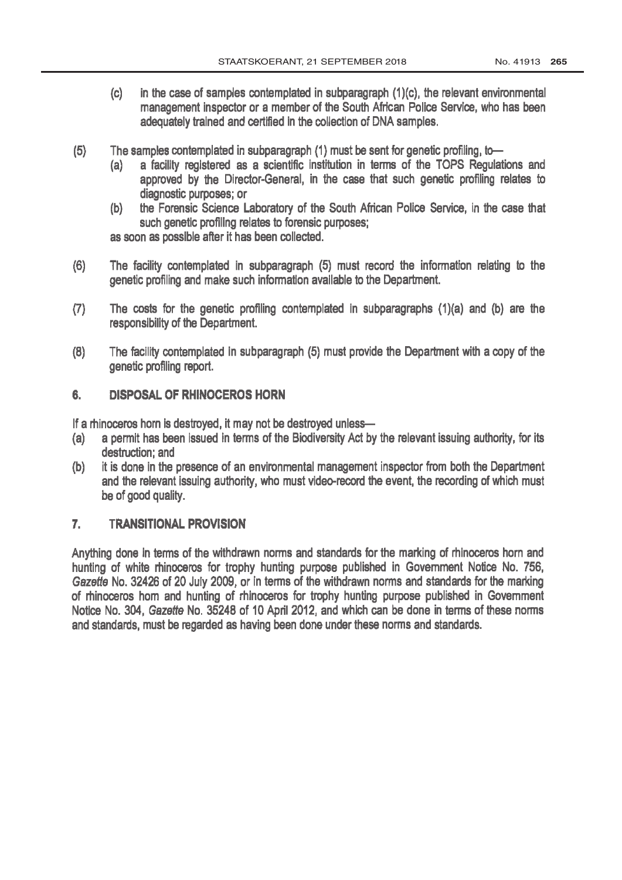(c) in the case of samples contemplated in subparagraph (1)(c), the relevant environmental management inspector or a member of the South African Police Service, who has been adequately trained and certified in the collection of DNA samples.

(5) The samples contemplated in subparagraph (1) must be sent for genetic profiling, to—

(a) a facility registered as a scientific institution in terms of the TOPS Regulations and approved by the Director-General, in the case that such genetic profiling relates to diagnostic purposes; or

(b) the Forensic Science Laboratory of the South African Police Service, in the case that such genetic profiling relates to forensic purposes;

as soon as possible after it has been collected.

(6) The facility contemplated in subparagraph (5) must record the information relating to the genetic profiling and make such information available to the Department.

(7) The costs for the genetic profiling contemplated in subparagraphs (1)(a) and (b) are the responsibility of the Department.

(8) The facility contemplated in subparagraph (5) must provide the Department with a copy of the genetic profiling report.

## 6. DISPOSAL OF RHINOCEROS HORN

If a rhinoceros horn is destroyed, it may not be destroyed unless—

(a) a permit has been issued in terms of the Biodiversity Act by the relevant issuing authority, for its destruction; and

(b) it is done in the presence of an environmental management inspector from both the Department and the relevant issuing authority, who must video-record the event, the recording of which must be of good quality.

## 7. TRANSITIONAL PROVISION

Anything done in terms of the withdrawn norms and standards for the marking of rhinoceros horn and hunting of white rhinoceros for trophy hunting purpose published in Government Notice No. 756, *Gazette* No. 32426 of 20 July 2009, or in terms of the withdrawn norms and standards for the marking of rhinoceros horn and hunting of rhinoceros for trophy hunting purpose published in Government Notice No. 304, *Gazette* No. 35248 of 10 April 2012, and which can be done in terms of these norms and standards, must be regarded as having been done under these norms and standards.